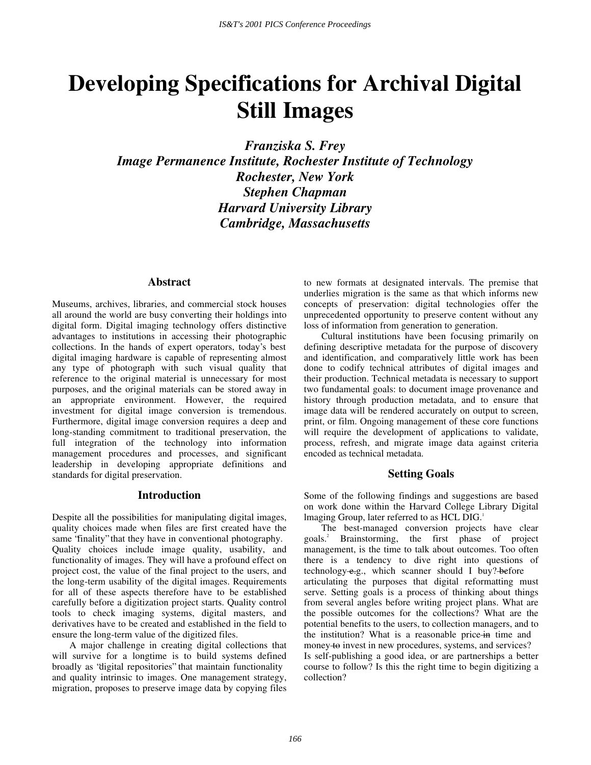# Developing Specifications for Archival Digital Still Images

***Franziska S. Frey***
***Image Permanence Institute, Rochester Institute of Technology***
***Rochester, New York***
***Stephen Chapman***
***Harvard University Library***
***Cambridge, Massachusetts***

## Abstract

Museums, archives, libraries, and commercial stock houses all around the world are busy converting their holdings into digital form. Digital imaging technology offers distinctive advantages to institutions in accessing their photographic collections. In the hands of expert operators, today's best digital imaging hardware is capable of representing almost any type of photograph with such visual quality that reference to the original material is unnecessary for most purposes, and the original materials can be stored away in an appropriate environment. However, the required investment for digital image conversion is tremendous. Furthermore, digital image conversion requires a deep and long-standing commitment to traditional preservation, the full integration of the technology into information management procedures and processes, and significant leadership in developing appropriate definitions and standards for digital preservation.

## Introduction

Despite all the possibilities for manipulating digital images, quality choices made when files are first created have the same "finality" that they have in conventional photography. Quality choices include image quality, usability, and functionality of images. They will have a profound effect on project cost, the value of the final project to the users, and the long-term usability of the digital images. Requirements for all of these aspects therefore have to be established carefully before a digitization project starts. Quality control tools to check imaging systems, digital masters, and derivatives have to be created and established in the field to ensure the long-term value of the digitized files.

A major challenge in creating digital collections that will survive for a longtime is to build systems defined broadly as "digital repositories" that maintain functionality and quality intrinsic to images. One management strategy, migration, proposes to preserve image data by copying files to new formats at designated intervals. The premise that underlies migration is the same as that which informs new concepts of preservation: digital technologies offer the unprecedented opportunity to preserve content without any loss of information from generation to generation.

Cultural institutions have been focusing primarily on defining descriptive metadata for the purpose of discovery and identification, and comparatively little work has been done to codify technical attributes of digital images and their production. Technical metadata is necessary to support two fundamental goals: to document image provenance and history through production metadata, and to ensure that image data will be rendered accurately on output to screen, print, or film. Ongoing management of these core functions will require the development of applications to validate, process, refresh, and migrate image data against criteria encoded as technical metadata.

## Setting Goals

Some of the following findings and suggestions are based on work done within the Harvard College Library Digital Imaging Group, later referred to as HCL DIG.[1]

The best-managed conversion projects have clear goals.[2] Brainstorming, the first phase of project management, is the time to talk about outcomes. Too often there is a tendency to dive right into questions of technology~~e.~~g., which scanner should I buy?~~be~~fore articulating the purposes that digital reformatting must serve. Setting goals is a process of thinking about things from several angles before writing project plans. What are the possible outcomes for the collections? What are the potential benefits to the users, to collection managers, and to the institution? What is a reasonable price~~in~~ time and money~~to~~ invest in new procedures, systems, and services? Is self-publishing a good idea, or are partnerships a better course to follow? Is this the right time to begin digitizing a collection?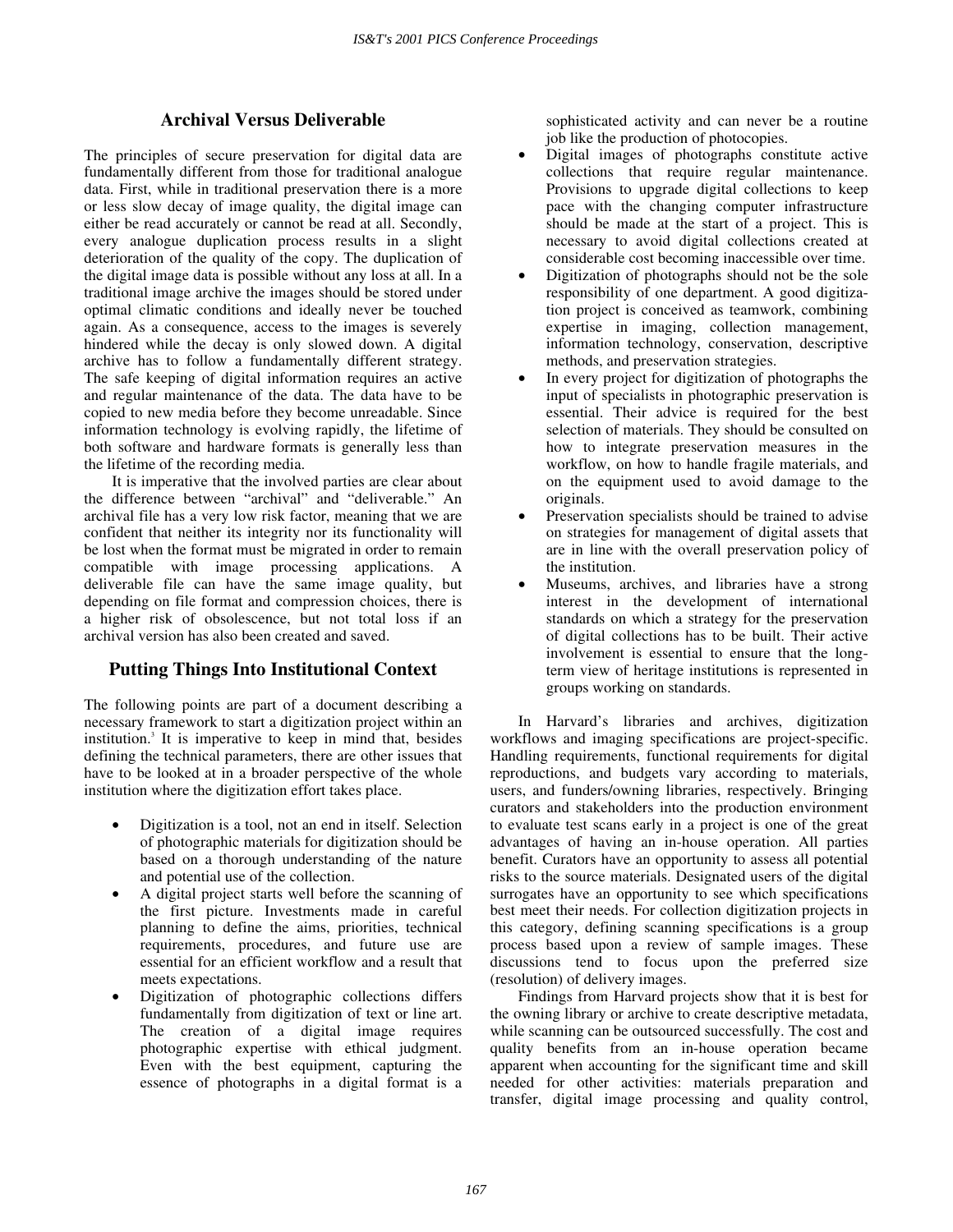## Archival Versus Deliverable

The principles of secure preservation for digital data are fundamentally different from those for traditional analogue data. First, while in traditional preservation there is a more or less slow decay of image quality, the digital image can either be read accurately or cannot be read at all. Secondly, every analogue duplication process results in a slight deterioration of the quality of the copy. The duplication of the digital image data is possible without any loss at all. In a traditional image archive the images should be stored under optimal climatic conditions and ideally never be touched again. As a consequence, access to the images is severely hindered while the decay is only slowed down. A digital archive has to follow a fundamentally different strategy. The safe keeping of digital information requires an active and regular maintenance of the data. The data have to be copied to new media before they become unreadable. Since information technology is evolving rapidly, the lifetime of both software and hardware formats is generally less than the lifetime of the recording media.

It is imperative that the involved parties are clear about the difference between "archival" and "deliverable." An archival file has a very low risk factor, meaning that we are confident that neither its integrity nor its functionality will be lost when the format must be migrated in order to remain compatible with image processing applications. A deliverable file can have the same image quality, but depending on file format and compression choices, there is a higher risk of obsolescence, but not total loss if an archival version has also been created and saved.

## Putting Things Into Institutional Context

The following points are part of a document describing a necessary framework to start a digitization project within an institution.[3] It is imperative to keep in mind that, besides defining the technical parameters, there are other issues that have to be looked at in a broader perspective of the whole institution where the digitization effort takes place.

- Digitization is a tool, not an end in itself. Selection of photographic materials for digitization should be based on a thorough understanding of the nature and potential use of the collection.
- A digital project starts well before the scanning of the first picture. Investments made in careful planning to define the aims, priorities, technical requirements, procedures, and future use are essential for an efficient workflow and a result that meets expectations.
- Digitization of photographic collections differs fundamentally from digitization of text or line art. The creation of a digital image requires photographic expertise with ethical judgment. Even with the best equipment, capturing the essence of photographs in a digital format is a sophisticated activity and can never be a routine job like the production of photocopies.
- Digital images of photographs constitute active collections that require regular maintenance. Provisions to upgrade digital collections to keep pace with the changing computer infrastructure should be made at the start of a project. This is necessary to avoid digital collections created at considerable cost becoming inaccessible over time.
- Digitization of photographs should not be the sole responsibility of one department. A good digitization project is conceived as teamwork, combining expertise in imaging, collection management, information technology, conservation, descriptive methods, and preservation strategies.
- In every project for digitization of photographs the input of specialists in photographic preservation is essential. Their advice is required for the best selection of materials. They should be consulted on how to integrate preservation measures in the workflow, on how to handle fragile materials, and on the equipment used to avoid damage to the originals.
- Preservation specialists should be trained to advise on strategies for management of digital assets that are in line with the overall preservation policy of the institution.
- Museums, archives, and libraries have a strong interest in the development of international standards on which a strategy for the preservation of digital collections has to be built. Their active involvement is essential to ensure that the long-term view of heritage institutions is represented in groups working on standards.

In Harvard's libraries and archives, digitization workflows and imaging specifications are project-specific. Handling requirements, functional requirements for digital reproductions, and budgets vary according to materials, users, and funders/owning libraries, respectively. Bringing curators and stakeholders into the production environment to evaluate test scans early in a project is one of the great advantages of having an in-house operation. All parties benefit. Curators have an opportunity to assess all potential risks to the source materials. Designated users of the digital surrogates have an opportunity to see which specifications best meet their needs. For collection digitization projects in this category, defining scanning specifications is a group process based upon a review of sample images. These discussions tend to focus upon the preferred size (resolution) of delivery images.

Findings from Harvard projects show that it is best for the owning library or archive to create descriptive metadata, while scanning can be outsourced successfully. The cost and quality benefits from an in-house operation became apparent when accounting for the significant time and skill needed for other activities: materials preparation and transfer, digital image processing and quality control,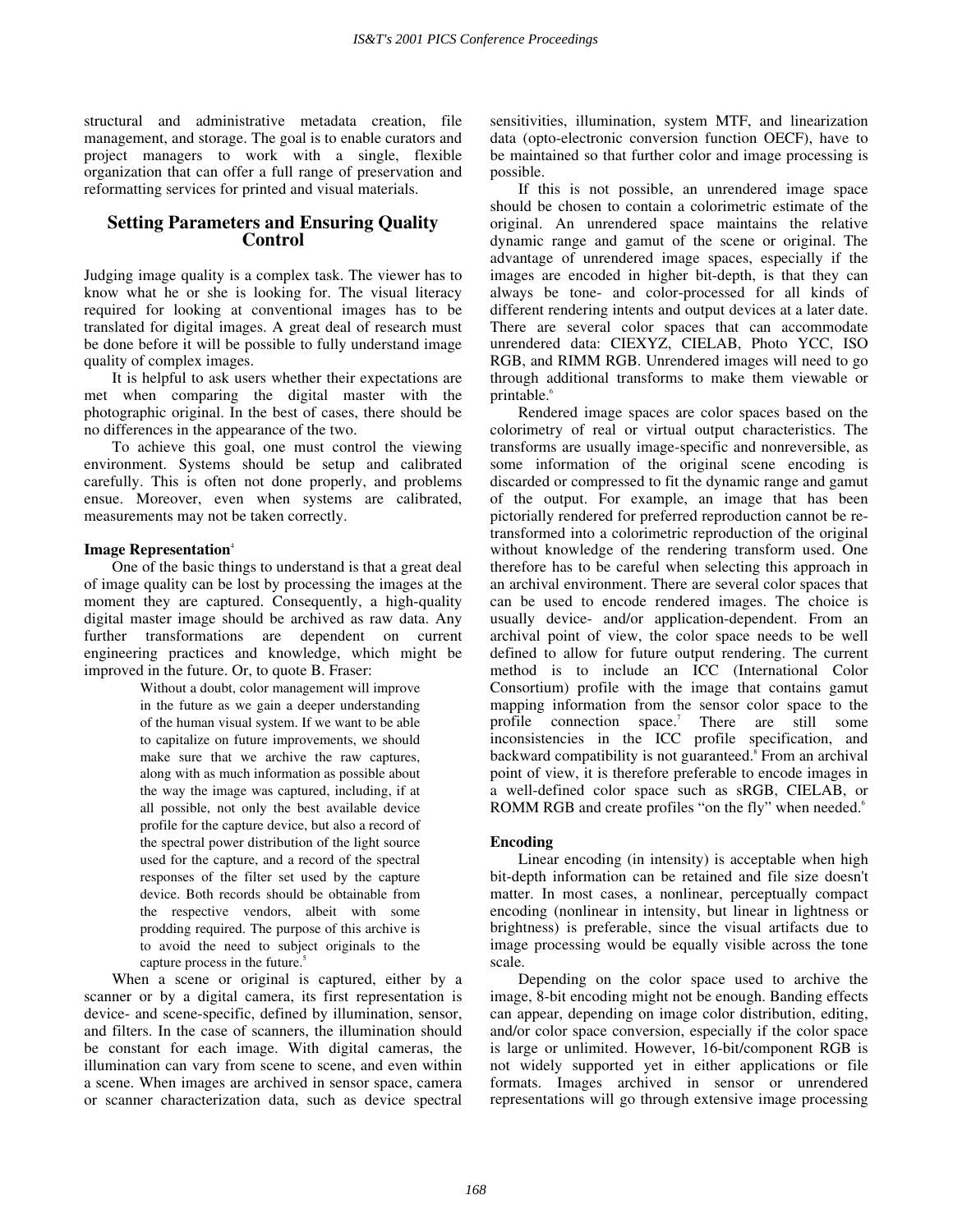structural and administrative metadata creation, file management, and storage. The goal is to enable curators and project managers to work with a single, flexible organization that can offer a full range of preservation and reformatting services for printed and visual materials.

## Setting Parameters and Ensuring Quality Control

Judging image quality is a complex task. The viewer has to know what he or she is looking for. The visual literacy required for looking at conventional images has to be translated for digital images. A great deal of research must be done before it will be possible to fully understand image quality of complex images.

It is helpful to ask users whether their expectations are met when comparing the digital master with the photographic original. In the best of cases, there should be no differences in the appearance of the two.

To achieve this goal, one must control the viewing environment. Systems should be setup and calibrated carefully. This is often not done properly, and problems ensue. Moreover, even when systems are calibrated, measurements may not be taken correctly.

### Image Representation[4]

One of the basic things to understand is that a great deal of image quality can be lost by processing the images at the moment they are captured. Consequently, a high-quality digital master image should be archived as raw data. Any further transformations are dependent on current engineering practices and knowledge, which might be improved in the future. Or, to quote B. Fraser:

> Without a doubt, color management will improve in the future as we gain a deeper understanding of the human visual system. If we want to be able to capitalize on future improvements, we should make sure that we archive the raw captures, along with as much information as possible about the way the image was captured, including, if at all possible, not only the best available device profile for the capture device, but also a record of the spectral power distribution of the light source used for the capture, and a record of the spectral responses of the filter set used by the capture device. Both records should be obtainable from the respective vendors, albeit with some prodding required. The purpose of this archive is to avoid the need to subject originals to the capture process in the future.[5]

When a scene or original is captured, either by a scanner or by a digital camera, its first representation is device- and scene-specific, defined by illumination, sensor, and filters. In the case of scanners, the illumination should be constant for each image. With digital cameras, the illumination can vary from scene to scene, and even within a scene. When images are archived in sensor space, camera or scanner characterization data, such as device spectral sensitivities, illumination, system MTF, and linearization data (opto-electronic conversion function OECF), have to be maintained so that further color and image processing is possible.

If this is not possible, an unrendered image space should be chosen to contain a colorimetric estimate of the original. An unrendered space maintains the relative dynamic range and gamut of the scene or original. The advantage of unrendered image spaces, especially if the images are encoded in higher bit-depth, is that they can always be tone- and color-processed for all kinds of different rendering intents and output devices at a later date. There are several color spaces that can accommodate unrendered data: CIEXYZ, CIELAB, Photo YCC, ISO RGB, and RIMM RGB. Unrendered images will need to go through additional transforms to make them viewable or printable.[6]

Rendered image spaces are color spaces based on the colorimetry of real or virtual output characteristics. The transforms are usually image-specific and nonreversible, as some information of the original scene encoding is discarded or compressed to fit the dynamic range and gamut of the output. For example, an image that has been pictorially rendered for preferred reproduction cannot be re-transformed into a colorimetric reproduction of the original without knowledge of the rendering transform used. One therefore has to be careful when selecting this approach in an archival environment. There are several color spaces that can be used to encode rendered images. The choice is usually device- and/or application-dependent. From an archival point of view, the color space needs to be well defined to allow for future output rendering. The current method is to include an ICC (International Color Consortium) profile with the image that contains gamut mapping information from the sensor color space to the profile connection space.[7] There are still some inconsistencies in the ICC profile specification, and backward compatibility is not guaranteed.[8] From an archival point of view, it is therefore preferable to encode images in a well-defined color space such as sRGB, CIELAB, or ROMM RGB and create profiles "on the fly" when needed.[6]

### Encoding

Linear encoding (in intensity) is acceptable when high bit-depth information can be retained and file size doesn't matter. In most cases, a nonlinear, perceptually compact encoding (nonlinear in intensity, but linear in lightness or brightness) is preferable, since the visual artifacts due to image processing would be equally visible across the tone scale.

Depending on the color space used to archive the image, 8-bit encoding might not be enough. Banding effects can appear, depending on image color distribution, editing, and/or color space conversion, especially if the color space is large or unlimited. However, 16-bit/component RGB is not widely supported yet in either applications or file formats. Images archived in sensor or unrendered representations will go through extensive image processing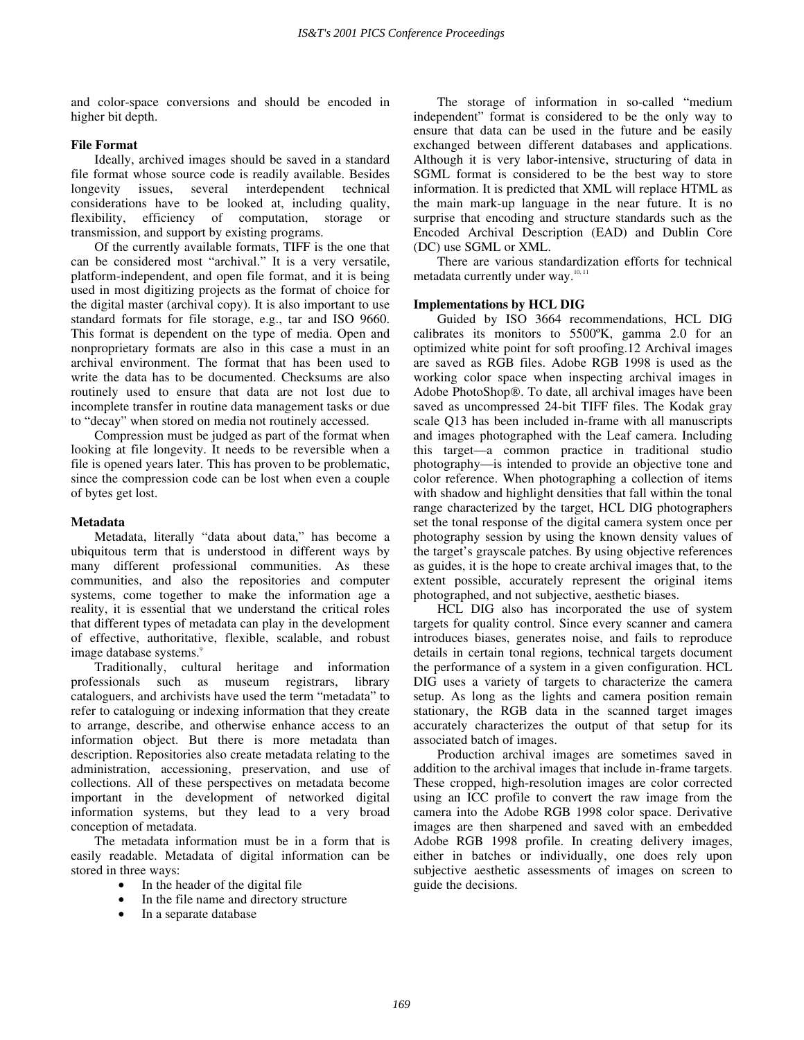and color-space conversions and should be encoded in higher bit depth.

### File Format

Ideally, archived images should be saved in a standard file format whose source code is readily available. Besides longevity issues, several interdependent technical considerations have to be looked at, including quality, flexibility, efficiency of computation, storage or transmission, and support by existing programs.

Of the currently available formats, TIFF is the one that can be considered most "archival." It is a very versatile, platform-independent, and open file format, and it is being used in most digitizing projects as the format of choice for the digital master (archival copy). It is also important to use standard formats for file storage, e.g., tar and ISO 9660. This format is dependent on the type of media. Open and nonproprietary formats are also in this case a must in an archival environment. The format that has been used to write the data has to be documented. Checksums are also routinely used to ensure that data are not lost due to incomplete transfer in routine data management tasks or due to "decay" when stored on media not routinely accessed.

Compression must be judged as part of the format when looking at file longevity. It needs to be reversible when a file is opened years later. This has proven to be problematic, since the compression code can be lost when even a couple of bytes get lost.

### Metadata

Metadata, literally "data about data," has become a ubiquitous term that is understood in different ways by many different professional communities. As these communities, and also the repositories and computer systems, come together to make the information age a reality, it is essential that we understand the critical roles that different types of metadata can play in the development of effective, authoritative, flexible, scalable, and robust image database systems.[9]

Traditionally, cultural heritage and information professionals such as museum registrars, library cataloguers, and archivists have used the term "metadata" to refer to cataloguing or indexing information that they create to arrange, describe, and otherwise enhance access to an information object. But there is more metadata than description. Repositories also create metadata relating to the administration, accessioning, preservation, and use of collections. All of these perspectives on metadata become important in the development of networked digital information systems, but they lead to a very broad conception of metadata.

The metadata information must be in a form that is easily readable. Metadata of digital information can be stored in three ways:

- In the header of the digital file
- In the file name and directory structure
- In a separate database

The storage of information in so-called "medium independent" format is considered to be the only way to ensure that data can be used in the future and be easily exchanged between different databases and applications. Although it is very labor-intensive, structuring of data in SGML format is considered to be the best way to store information. It is predicted that XML will replace HTML as the main mark-up language in the near future. It is no surprise that encoding and structure standards such as the Encoded Archival Description (EAD) and Dublin Core (DC) use SGML or XML.

There are various standardization efforts for technical metadata currently under way.[10, 11]

### Implementations by HCL DIG

Guided by ISO 3664 recommendations, HCL DIG calibrates its monitors to 5500ºK, gamma 2.0 for an optimized white point for soft proofing.12 Archival images are saved as RGB files. Adobe RGB 1998 is used as the working color space when inspecting archival images in Adobe PhotoShop®. To date, all archival images have been saved as uncompressed 24-bit TIFF files. The Kodak gray scale Q13 has been included in-frame with all manuscripts and images photographed with the Leaf camera. Including this target—a common practice in traditional studio photography—is intended to provide an objective tone and color reference. When photographing a collection of items with shadow and highlight densities that fall within the tonal range characterized by the target, HCL DIG photographers set the tonal response of the digital camera system once per photography session by using the known density values of the target's grayscale patches. By using objective references as guides, it is the hope to create archival images that, to the extent possible, accurately represent the original items photographed, and not subjective, aesthetic biases.

HCL DIG also has incorporated the use of system targets for quality control. Since every scanner and camera introduces biases, generates noise, and fails to reproduce details in certain tonal regions, technical targets document the performance of a system in a given configuration. HCL DIG uses a variety of targets to characterize the camera setup. As long as the lights and camera position remain stationary, the RGB data in the scanned target images accurately characterizes the output of that setup for its associated batch of images.

Production archival images are sometimes saved in addition to the archival images that include in-frame targets. These cropped, high-resolution images are color corrected using an ICC profile to convert the raw image from the camera into the Adobe RGB 1998 color space. Derivative images are then sharpened and saved with an embedded Adobe RGB 1998 profile. In creating delivery images, either in batches or individually, one does rely upon subjective aesthetic assessments of images on screen to guide the decisions.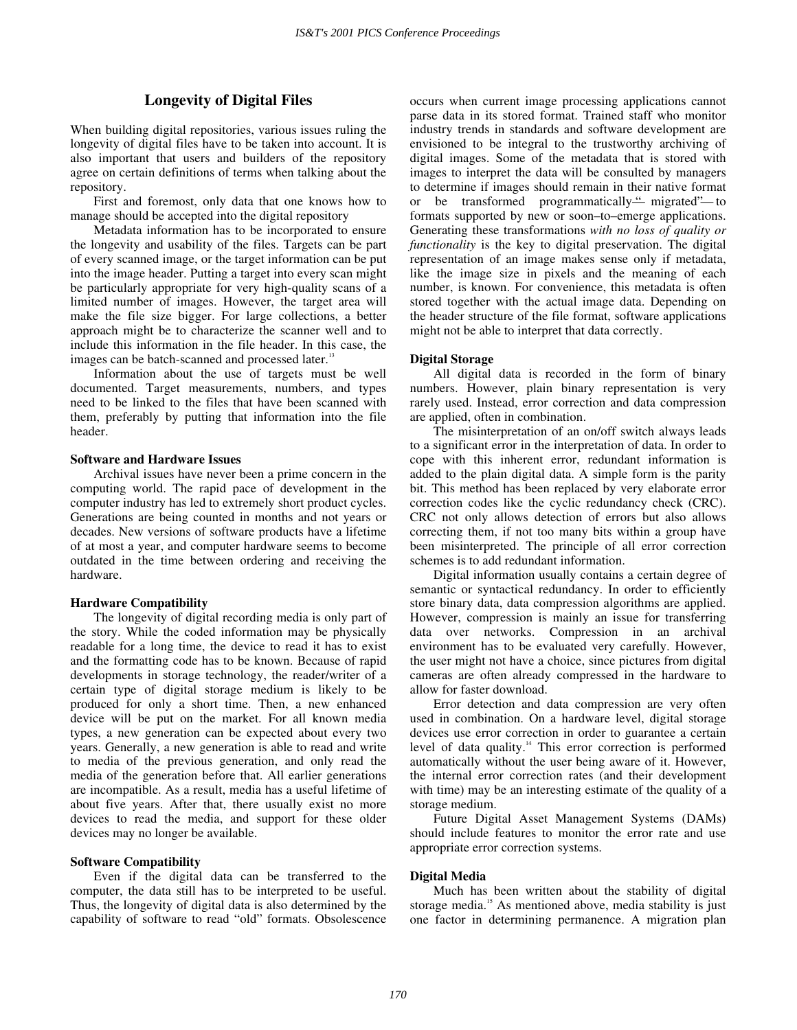## Longevity of Digital Files

When building digital repositories, various issues ruling the longevity of digital files have to be taken into account. It is also important that users and builders of the repository agree on certain definitions of terms when talking about the repository.

First and foremost, only data that one knows how to manage should be accepted into the digital repository

Metadata information has to be incorporated to ensure the longevity and usability of the files. Targets can be part of every scanned image, or the target information can be put into the image header. Putting a target into every scan might be particularly appropriate for very high-quality scans of a limited number of images. However, the target area will make the file size bigger. For large collections, a better approach might be to characterize the scanner well and to include this information in the file header. In this case, the images can be batch-scanned and processed later.[13]

Information about the use of targets must be well documented. Target measurements, numbers, and types need to be linked to the files that have been scanned with them, preferably by putting that information into the file header.

**Software and Hardware Issues**

Archival issues have never been a prime concern in the computing world. The rapid pace of development in the computer industry has led to extremely short product cycles. Generations are being counted in months and not years or decades. New versions of software products have a lifetime of at most a year, and computer hardware seems to become outdated in the time between ordering and receiving the hardware.

**Hardware Compatibility**

The longevity of digital recording media is only part of the story. While the coded information may be physically readable for a long time, the device to read it has to exist and the formatting code has to be known. Because of rapid developments in storage technology, the reader/writer of a certain type of digital storage medium is likely to be produced for only a short time. Then, a new enhanced device will be put on the market. For all known media types, a new generation can be expected about every two years. Generally, a new generation is able to read and write to media of the previous generation, and only read the media of the generation before that. All earlier generations are incompatible. As a result, media has a useful lifetime of about five years. After that, there usually exist no more devices to read the media, and support for these older devices may no longer be available.

**Software Compatibility**

Even if the digital data can be transferred to the computer, the data still has to be interpreted to be useful. Thus, the longevity of digital data is also determined by the capability of software to read "old" formats. Obsolescence occurs when current image processing applications cannot parse data in its stored format. Trained staff who monitor industry trends in standards and software development are envisioned to be integral to the trustworthy archiving of digital images. Some of the metadata that is stored with images to interpret the data will be consulted by managers to determine if images should remain in their native format or be transformed programmatically—"migrated"—to formats supported by new or soon–to–emerge applications. Generating these transformations *with no loss of quality or functionality* is the key to digital preservation. The digital representation of an image makes sense only if metadata, like the image size in pixels and the meaning of each number, is known. For convenience, this metadata is often stored together with the actual image data. Depending on the header structure of the file format, software applications might not be able to interpret that data correctly.

**Digital Storage**

All digital data is recorded in the form of binary numbers. However, plain binary representation is very rarely used. Instead, error correction and data compression are applied, often in combination.

The misinterpretation of an on/off switch always leads to a significant error in the interpretation of data. In order to cope with this inherent error, redundant information is added to the plain digital data. A simple form is the parity bit. This method has been replaced by very elaborate error correction codes like the cyclic redundancy check (CRC). CRC not only allows detection of errors but also allows correcting them, if not too many bits within a group have been misinterpreted. The principle of all error correction schemes is to add redundant information.

Digital information usually contains a certain degree of semantic or syntactical redundancy. In order to efficiently store binary data, data compression algorithms are applied. However, compression is mainly an issue for transferring data over networks. Compression in an archival environment has to be evaluated very carefully. However, the user might not have a choice, since pictures from digital cameras are often already compressed in the hardware to allow for faster download.

Error detection and data compression are very often used in combination. On a hardware level, digital storage devices use error correction in order to guarantee a certain level of data quality.[14] This error correction is performed automatically without the user being aware of it. However, the internal error correction rates (and their development with time) may be an interesting estimate of the quality of a storage medium.

Future Digital Asset Management Systems (DAMs) should include features to monitor the error rate and use appropriate error correction systems.

**Digital Media**

Much has been written about the stability of digital storage media.[15] As mentioned above, media stability is just one factor in determining permanence. A migration plan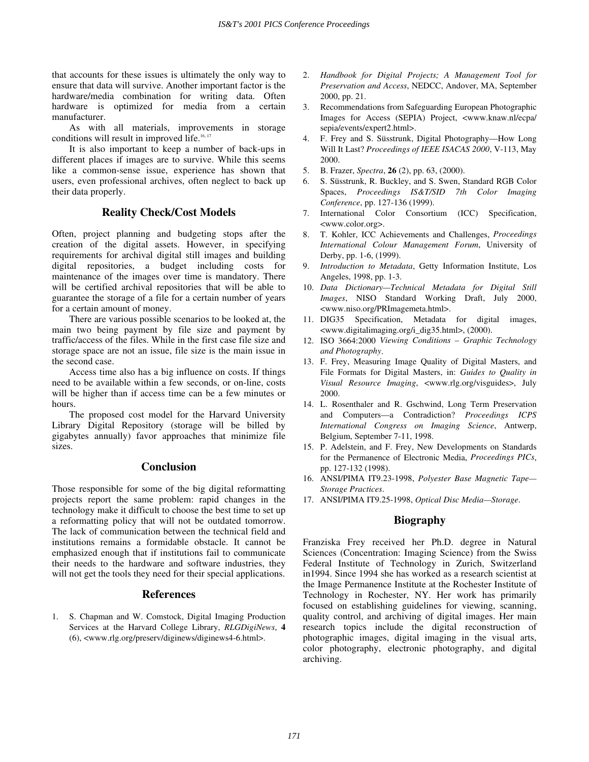that accounts for these issues is ultimately the only way to ensure that data will survive. Another important factor is the hardware/media combination for writing data. Often hardware is optimized for media from a certain manufacturer.

As with all materials, improvements in storage conditions will result in improved life.[16, 17]

It is also important to keep a number of back-ups in different places if images are to survive. While this seems like a common-sense issue, experience has shown that users, even professional archives, often neglect to back up their data properly.

## Reality Check/Cost Models

Often, project planning and budgeting stops after the creation of the digital assets. However, in specifying requirements for archival digital still images and building digital repositories, a budget including costs for maintenance of the images over time is mandatory. There will be certified archival repositories that will be able to guarantee the storage of a file for a certain number of years for a certain amount of money.

There are various possible scenarios to be looked at, the main two being payment by file size and payment by traffic/access of the files. While in the first case file size and storage space are not an issue, file size is the main issue in the second case.

Access time also has a big influence on costs. If things need to be available within a few seconds, or on-line, costs will be higher than if access time can be a few minutes or hours.

The proposed cost model for the Harvard University Library Digital Repository (storage will be billed by gigabytes annually) favor approaches that minimize file sizes.

## Conclusion

Those responsible for some of the big digital reformatting projects report the same problem: rapid changes in the technology make it difficult to choose the best time to set up a reformatting policy that will not be outdated tomorrow. The lack of communication between the technical field and institutions remains a formidable obstacle. It cannot be emphasized enough that if institutions fail to communicate their needs to the hardware and software industries, they will not get the tools they need for their special applications.

## References

1. S. Chapman and W. Comstock, Digital Imaging Production Services at the Harvard College Library, *RLGDigiNews*, **4** (6), <www.rlg.org/preserv/diginews/diginews4-6.html>.
2. *Handbook for Digital Projects; A Management Tool for Preservation and Access*, NEDCC, Andover, MA, September 2000, pp. 21.
3. Recommendations from Safeguarding European Photographic Images for Access (SEPIA) Project, <www.knaw.nl/ecpa/sepia/events/expert2.html>.
4. F. Frey and S. Süsstrunk, Digital Photography—How Long Will It Last? *Proceedings of IEEE ISACAS 2000*, V-113, May 2000.
5. B. Frazer, *Spectra*, **26** (2), pp. 63, (2000).
6. S. Süsstrunk, R. Buckley, and S. Swen, Standard RGB Color Spaces, *Proceedings IS&T/SID 7th Color Imaging Conference*, pp. 127-136 (1999).
7. International Color Consortium (ICC) Specification, <www.color.org>.
8. T. Kohler, ICC Achievements and Challenges, *Proceedings International Colour Management Forum*, University of Derby, pp. 1-6, (1999).
9. *Introduction to Metadata*, Getty Information Institute, Los Angeles, 1998, pp. 1-3.
10. *Data Dictionary—Technical Metadata for Digital Still Images*, NISO Standard Working Draft, July 2000, <www.niso.org/PRImagemeta.html>.
11. DIG35 Specification, Metadata for digital images, <www.digitalimaging.org/i_dig35.html>, (2000).
12. ISO 3664:2000 *Viewing Conditions – Graphic Technology and Photography*.
13. F. Frey, Measuring Image Quality of Digital Masters, and File Formats for Digital Masters, in: *Guides to Quality in Visual Resource Imaging*, <www.rlg.org/visguides>, July 2000.
14. L. Rosenthaler and R. Gschwind, Long Term Preservation and Computers—a Contradiction? *Proceedings ICPS International Congress on Imaging Science*, Antwerp, Belgium, September 7-11, 1998.
15. P. Adelstein, and F. Frey, New Developments on Standards for the Permanence of Electronic Media, *Proceedings PICs*, pp. 127-132 (1998).
16. ANSI/PIMA IT9.23-1998, *Polyester Base Magnetic Tape—Storage Practices*.
17. ANSI/PIMA IT9.25-1998, *Optical Disc Media—Storage*.

## Biography

Franziska Frey received her Ph.D. degree in Natural Sciences (Concentration: Imaging Science) from the Swiss Federal Institute of Technology in Zurich, Switzerland in1994. Since 1994 she has worked as a research scientist at the Image Permanence Institute at the Rochester Institute of Technology in Rochester, NY. Her work has primarily focused on establishing guidelines for viewing, scanning, quality control, and archiving of digital images. Her main research topics include the digital reconstruction of photographic images, digital imaging in the visual arts, color photography, electronic photography, and digital archiving.